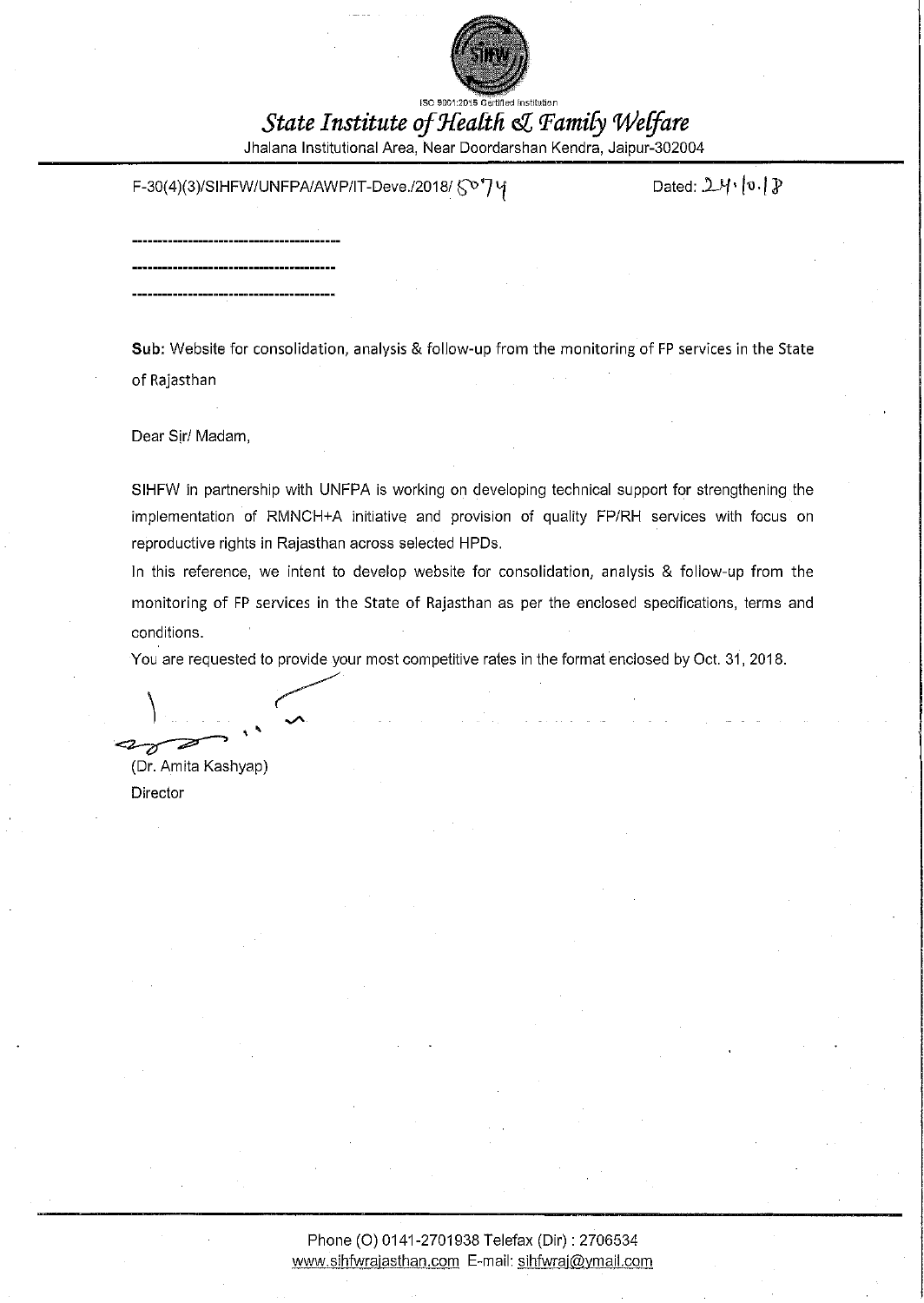ISO 9001:2015 Certified Institution

# *State Institute of Health & Family Welfare*

Jhalana Institutional Area, Near Doordarshan Kendra, Jaipur-302004

F-30(4)(3)/SIHFW/UNFPA/AWP/IT-Deve./2018/ 5074 Dated: 24.10.18

----------------------------------------

----------------------------------------

----------------------------------------

**Sub:** Website for consolidation, analysis & follow-up from the monitoring of FP services in the State of Rajasthan

Dear Sir/ Madam,

SIHFW in partnership with UNFPA is working on developing technical support for strengthening the implementation of RMNCH+A initiative and provision of quality FP/RH services with focus on reproductive rights in Rajasthan across selected HPDs.

In this reference, we intent to develop website for consolidation, analysis & follow-up from the monitoring of FP services in the State of Rajasthan as per the enclosed specifications, terms and conditions.

You are requested to provide your most competitive rates in the format enclosed by Oct. 31, 2018.

(Dr. Amita Kashyap)
Director

Phone (O) 0141-2701938 Telefax (Dir) : 2706534
www.sihfwrajasthan.com E-mail: sihfwraj@ymail.com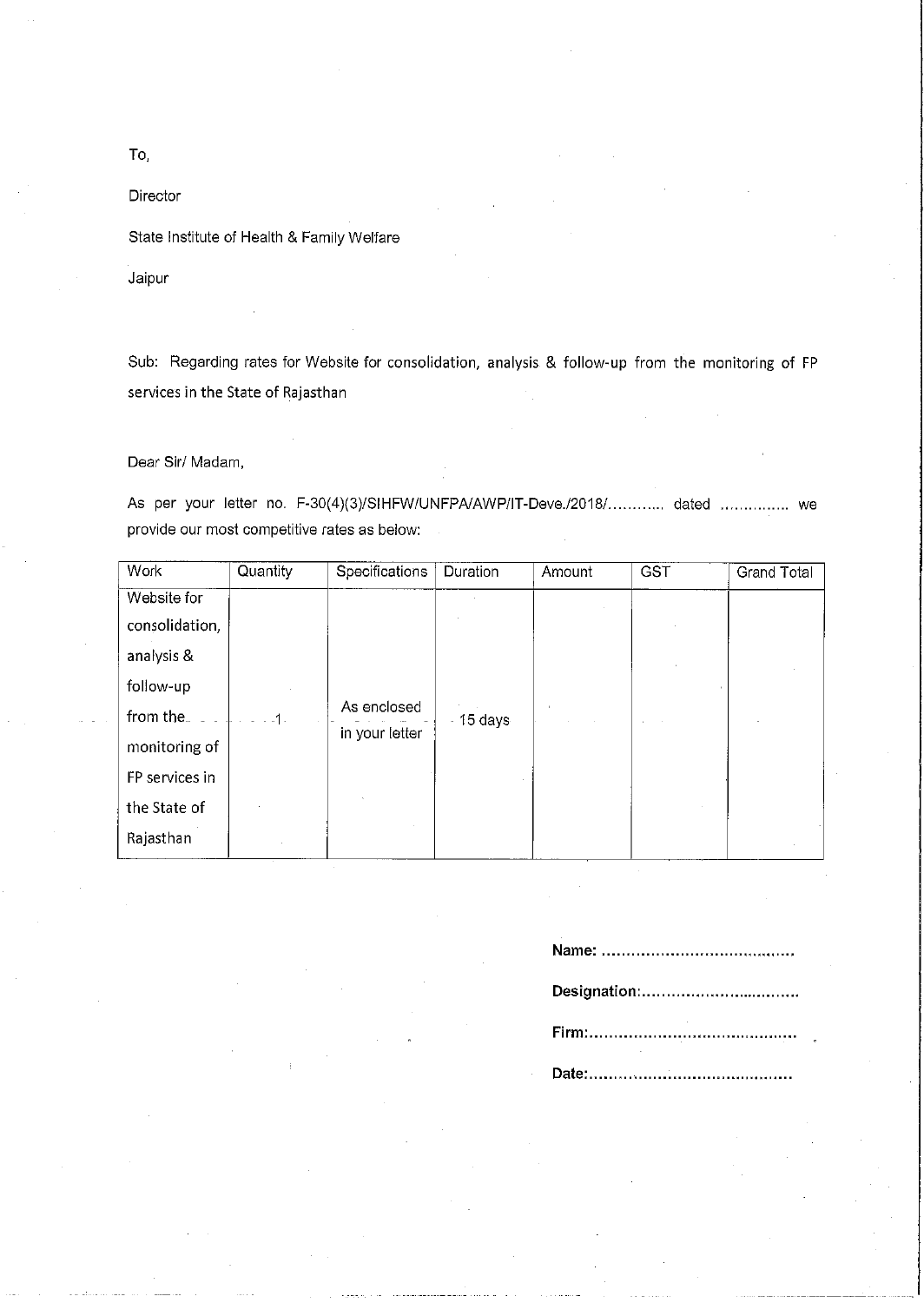To,

Director

State Institute of Health & Family Welfare

Jaipur

Sub: Regarding rates for Website for consolidation, analysis & follow-up from the monitoring of FP services in the State of Rajasthan

Dear Sir/ Madam,

As per your letter no. F-30(4)(3)/SIHFW/UNFPA/AWP/IT-Deve./2018/........... dated .............. we provide our most competitive rates as below:

| Work | Quantity | Specifications | Duration | Amount | GST | Grand Total |
|---|---|---|---|---|---|---|
| Website for consolidation, analysis & follow-up from the monitoring of FP services in the State of Rajasthan | 1 | As enclosed in your letter | 15 days | | | |

**Name:** .......................................

**Designation:**.................................

**Firm:**..........................................

**Date:**..........................................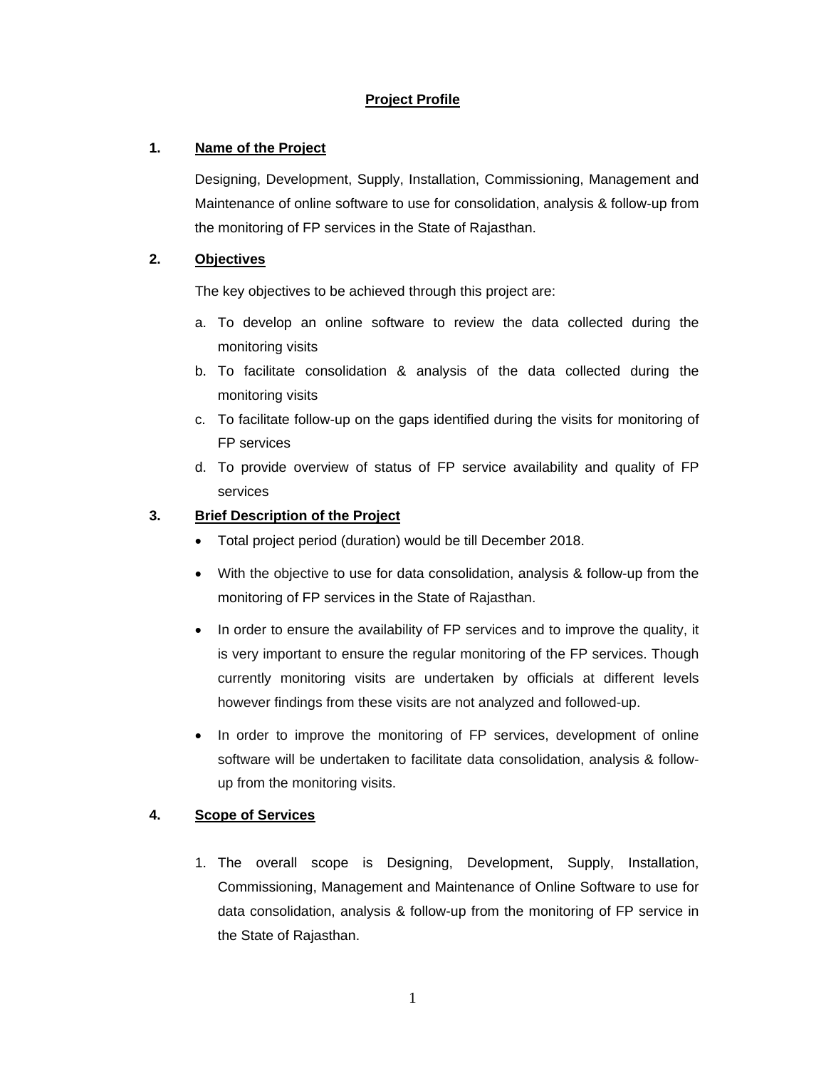# Project Profile

## 1. Name of the Project

Designing, Development, Supply, Installation, Commissioning, Management and Maintenance of online software to use for consolidation, analysis & follow-up from the monitoring of FP services in the State of Rajasthan.

## 2. Objectives

The key objectives to be achieved through this project are:

a. To develop an online software to review the data collected during the monitoring visits
b. To facilitate consolidation & analysis of the data collected during the monitoring visits
c. To facilitate follow-up on the gaps identified during the visits for monitoring of FP services
d. To provide overview of status of FP service availability and quality of FP services

## 3. Brief Description of the Project

- Total project period (duration) would be till December 2018.
- With the objective to use for data consolidation, analysis & follow-up from the monitoring of FP services in the State of Rajasthan.
- In order to ensure the availability of FP services and to improve the quality, it is very important to ensure the regular monitoring of the FP services. Though currently monitoring visits are undertaken by officials at different levels however findings from these visits are not analyzed and followed-up.
- In order to improve the monitoring of FP services, development of online software will be undertaken to facilitate data consolidation, analysis & follow-up from the monitoring visits.

## 4. Scope of Services

1. The overall scope is Designing, Development, Supply, Installation, Commissioning, Management and Maintenance of Online Software to use for data consolidation, analysis & follow-up from the monitoring of FP service in the State of Rajasthan.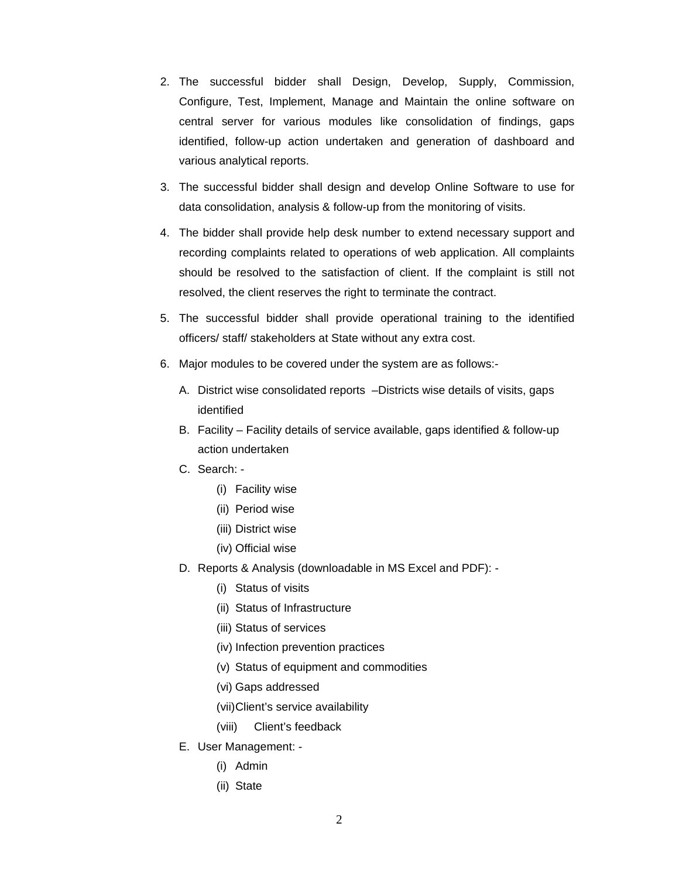2. The successful bidder shall Design, Develop, Supply, Commission, Configure, Test, Implement, Manage and Maintain the online software on central server for various modules like consolidation of findings, gaps identified, follow-up action undertaken and generation of dashboard and various analytical reports.

3. The successful bidder shall design and develop Online Software to use for data consolidation, analysis & follow-up from the monitoring of visits.

4. The bidder shall provide help desk number to extend necessary support and recording complaints related to operations of web application. All complaints should be resolved to the satisfaction of client. If the complaint is still not resolved, the client reserves the right to terminate the contract.

5. The successful bidder shall provide operational training to the identified officers/ staff/ stakeholders at State without any extra cost.

6. Major modules to be covered under the system are as follows:-

   A. District wise consolidated reports –Districts wise details of visits, gaps identified

   B. Facility – Facility details of service available, gaps identified & follow-up action undertaken

   C. Search: -
      - (i) Facility wise
      - (ii) Period wise
      - (iii) District wise
      - (iv) Official wise

   D. Reports & Analysis (downloadable in MS Excel and PDF): -
      - (i) Status of visits
      - (ii) Status of Infrastructure
      - (iii) Status of services
      - (iv) Infection prevention practices
      - (v) Status of equipment and commodities
      - (vi) Gaps addressed
      - (vii) Client's service availability
      - (viii) Client's feedback

   E. User Management: -
      - (i) Admin
      - (ii) State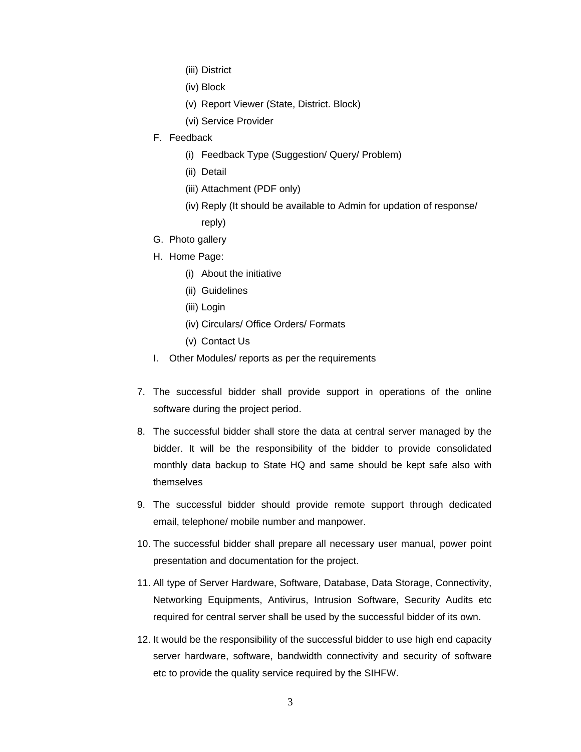(iii) District
   (iv) Block
   (v) Report Viewer (State, District. Block)
   (vi) Service Provider

F. Feedback
   (i) Feedback Type (Suggestion/ Query/ Problem)
   (ii) Detail
   (iii) Attachment (PDF only)
   (iv) Reply (It should be available to Admin for updation of response/ reply)

G. Photo gallery

H. Home Page:
   (i) About the initiative
   (ii) Guidelines
   (iii) Login
   (iv) Circulars/ Office Orders/ Formats
   (v) Contact Us

I. Other Modules/ reports as per the requirements

7. The successful bidder shall provide support in operations of the online software during the project period.
8. The successful bidder shall store the data at central server managed by the bidder. It will be the responsibility of the bidder to provide consolidated monthly data backup to State HQ and same should be kept safe also with themselves
9. The successful bidder should provide remote support through dedicated email, telephone/ mobile number and manpower.
10. The successful bidder shall prepare all necessary user manual, power point presentation and documentation for the project.
11. All type of Server Hardware, Software, Database, Data Storage, Connectivity, Networking Equipments, Antivirus, Intrusion Software, Security Audits etc required for central server shall be used by the successful bidder of its own.
12. It would be the responsibility of the successful bidder to use high end capacity server hardware, software, bandwidth connectivity and security of software etc to provide the quality service required by the SIHFW.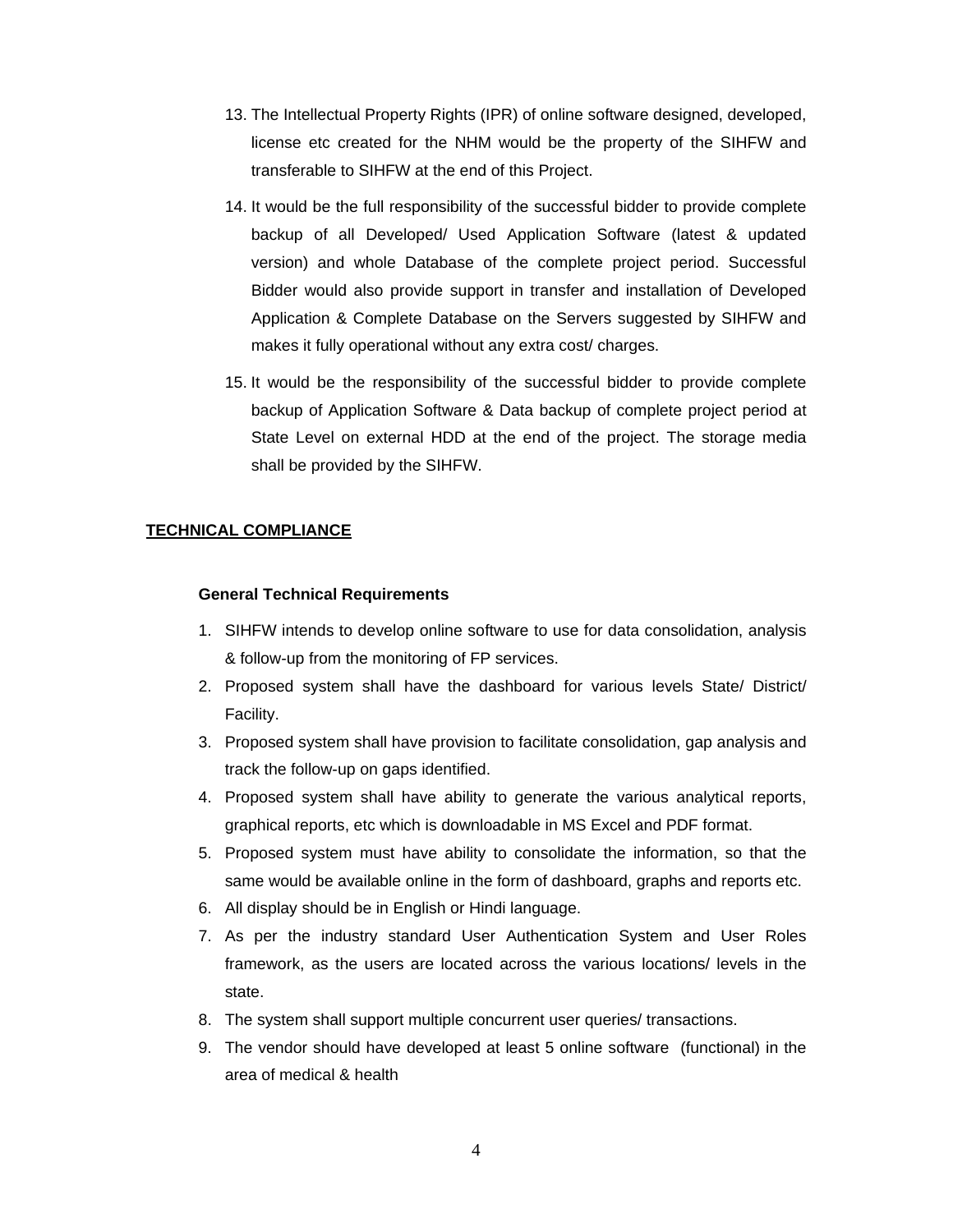13. The Intellectual Property Rights (IPR) of online software designed, developed, license etc created for the NHM would be the property of the SIHFW and transferable to SIHFW at the end of this Project.
14. It would be the full responsibility of the successful bidder to provide complete backup of all Developed/ Used Application Software (latest & updated version) and whole Database of the complete project period. Successful Bidder would also provide support in transfer and installation of Developed Application & Complete Database on the Servers suggested by SIHFW and makes it fully operational without any extra cost/ charges.
15. It would be the responsibility of the successful bidder to provide complete backup of Application Software & Data backup of complete project period at State Level on external HDD at the end of the project. The storage media shall be provided by the SIHFW.

## TECHNICAL COMPLIANCE

### General Technical Requirements

1. SIHFW intends to develop online software to use for data consolidation, analysis & follow-up from the monitoring of FP services.
2. Proposed system shall have the dashboard for various levels State/ District/ Facility.
3. Proposed system shall have provision to facilitate consolidation, gap analysis and track the follow-up on gaps identified.
4. Proposed system shall have ability to generate the various analytical reports, graphical reports, etc which is downloadable in MS Excel and PDF format.
5. Proposed system must have ability to consolidate the information, so that the same would be available online in the form of dashboard, graphs and reports etc.
6. All display should be in English or Hindi language.
7. As per the industry standard User Authentication System and User Roles framework, as the users are located across the various locations/ levels in the state.
8. The system shall support multiple concurrent user queries/ transactions.
9. The vendor should have developed at least 5 online software (functional) in the area of medical & health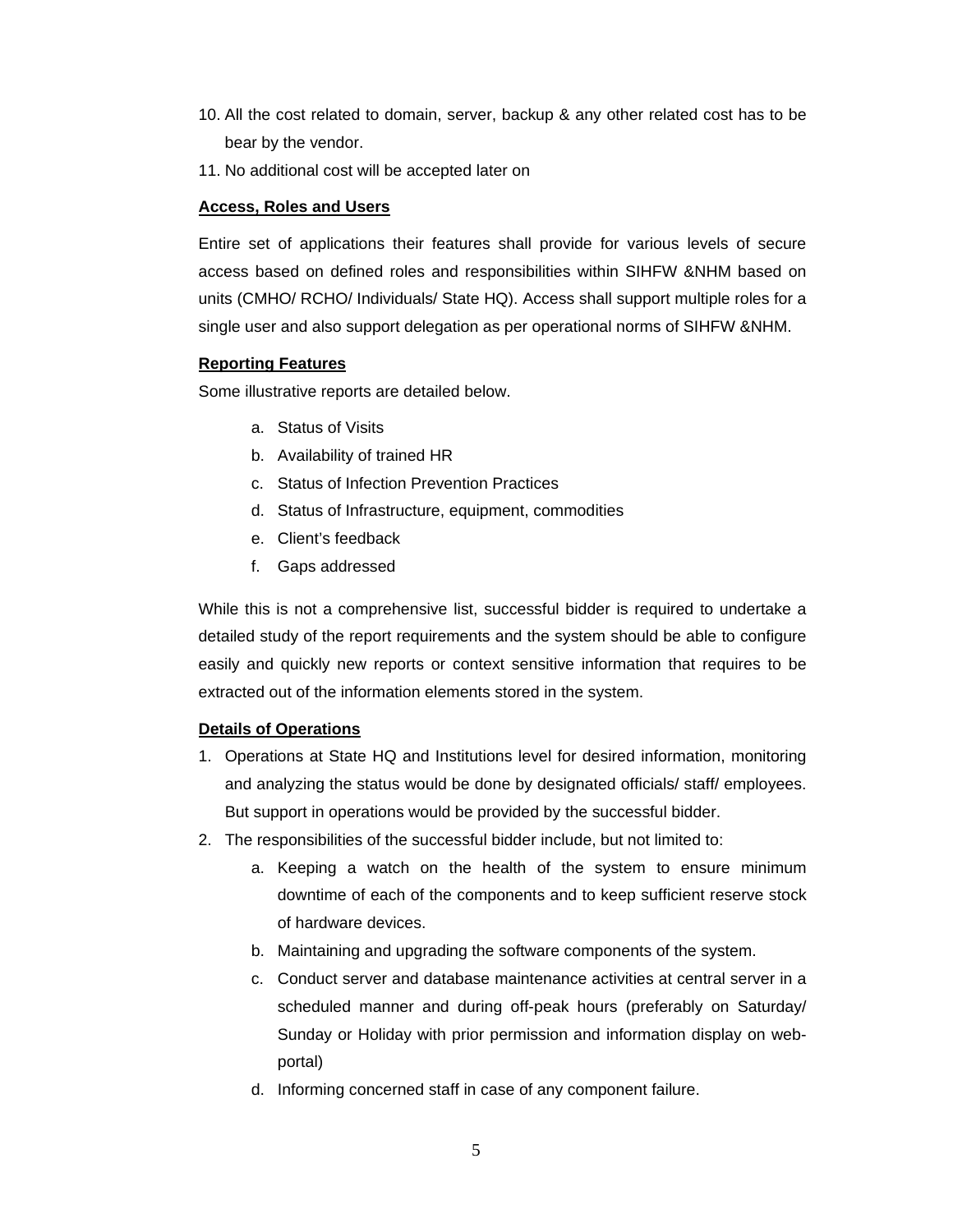10. All the cost related to domain, server, backup & any other related cost has to be bear by the vendor.
11. No additional cost will be accepted later on

**Access, Roles and Users**

Entire set of applications their features shall provide for various levels of secure access based on defined roles and responsibilities within SIHFW &NHM based on units (CMHO/ RCHO/ Individuals/ State HQ). Access shall support multiple roles for a single user and also support delegation as per operational norms of SIHFW &NHM.

**Reporting Features**

Some illustrative reports are detailed below.

a. Status of Visits
b. Availability of trained HR
c. Status of Infection Prevention Practices
d. Status of Infrastructure, equipment, commodities
e. Client's feedback
f. Gaps addressed

While this is not a comprehensive list, successful bidder is required to undertake a detailed study of the report requirements and the system should be able to configure easily and quickly new reports or context sensitive information that requires to be extracted out of the information elements stored in the system.

**Details of Operations**

1. Operations at State HQ and Institutions level for desired information, monitoring and analyzing the status would be done by designated officials/ staff/ employees. But support in operations would be provided by the successful bidder.
2. The responsibilities of the successful bidder include, but not limited to:
   a. Keeping a watch on the health of the system to ensure minimum downtime of each of the components and to keep sufficient reserve stock of hardware devices.
   b. Maintaining and upgrading the software components of the system.
   c. Conduct server and database maintenance activities at central server in a scheduled manner and during off-peak hours (preferably on Saturday/ Sunday or Holiday with prior permission and information display on web-portal)
   d. Informing concerned staff in case of any component failure.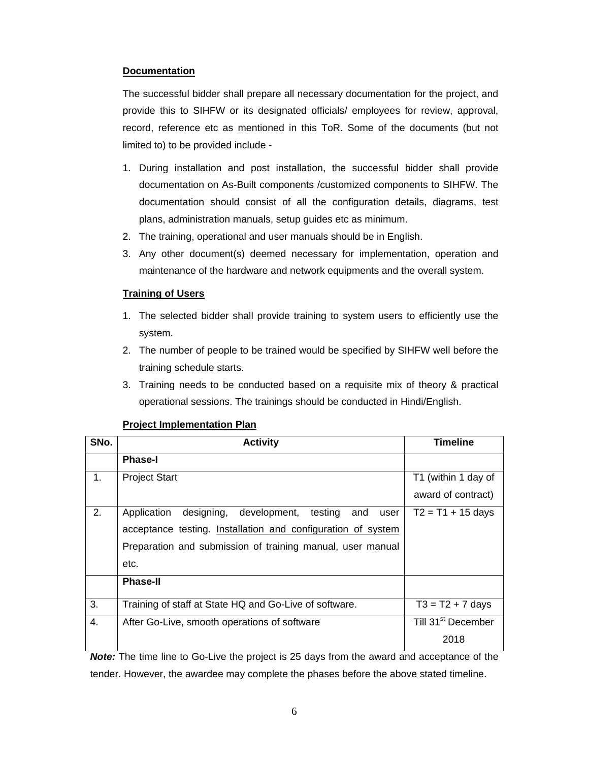**Documentation**

The successful bidder shall prepare all necessary documentation for the project, and provide this to SIHFW or its designated officials/ employees for review, approval, record, reference etc as mentioned in this ToR. Some of the documents (but not limited to) to be provided include -

1. During installation and post installation, the successful bidder shall provide documentation on As-Built components /customized components to SIHFW. The documentation should consist of all the configuration details, diagrams, test plans, administration manuals, setup guides etc as minimum.
2. The training, operational and user manuals should be in English.
3. Any other document(s) deemed necessary for implementation, operation and maintenance of the hardware and network equipments and the overall system.

**Training of Users**

1. The selected bidder shall provide training to system users to efficiently use the system.
2. The number of people to be trained would be specified by SIHFW well before the training schedule starts.
3. Training needs to be conducted based on a requisite mix of theory & practical operational sessions. The trainings should be conducted in Hindi/English.

**Project Implementation Plan**

| SNo. | Activity | Timeline |
|---|---|---|
| | **Phase-I** | |
| 1. | Project Start | T1 (within 1 day of award of contract) |
| 2. | Application designing, development, testing and user acceptance testing. Installation and configuration of system Preparation and submission of training manual, user manual etc. | T2 = T1 + 15 days |
| | **Phase-II** | |
| 3. | Training of staff at State HQ and Go-Live of software. | T3 = T2 + 7 days |
| 4. | After Go-Live, smooth operations of software | Till 31st December 2018 |

***Note:*** The time line to Go-Live the project is 25 days from the award and acceptance of the tender. However, the awardee may complete the phases before the above stated timeline.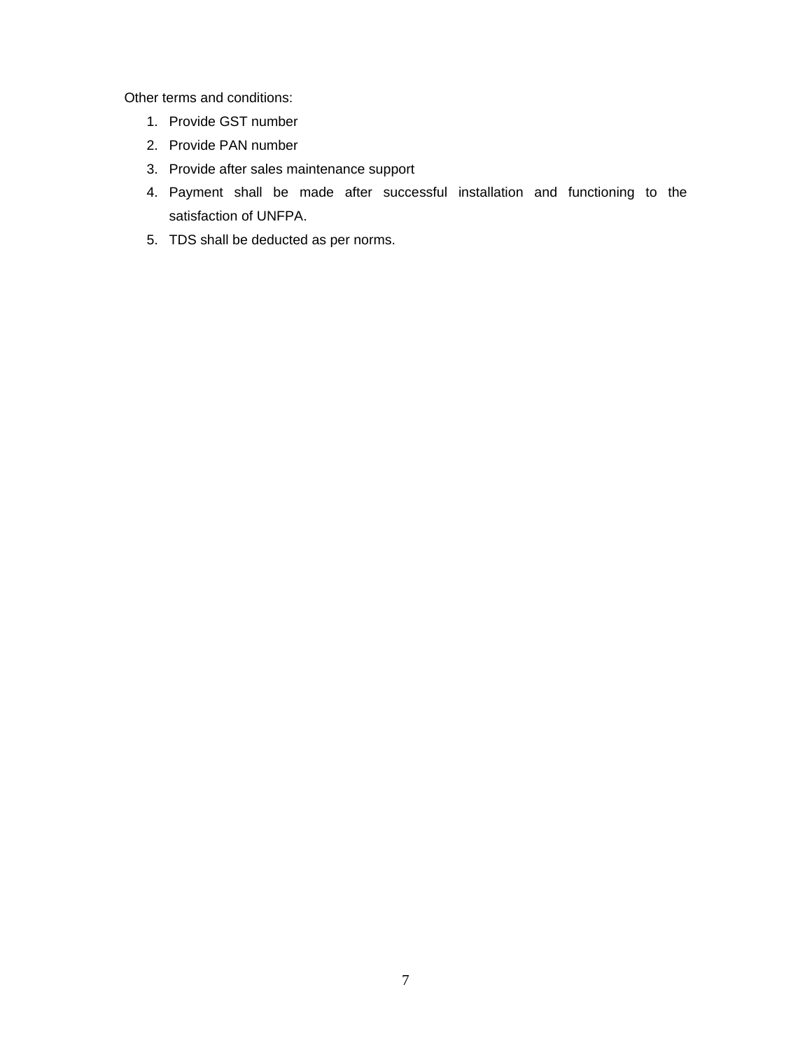Other terms and conditions:

1. Provide GST number
2. Provide PAN number
3. Provide after sales maintenance support
4. Payment shall be made after successful installation and functioning to the satisfaction of UNFPA.
5. TDS shall be deducted as per norms.